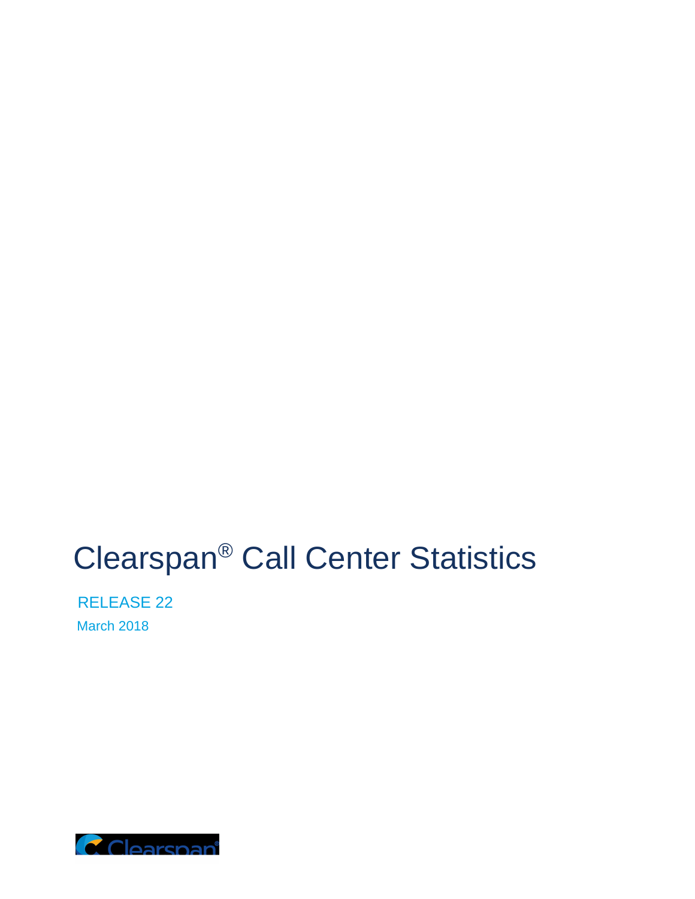# Clearspan® Call Center Statistics

RELEASE 22

March 2018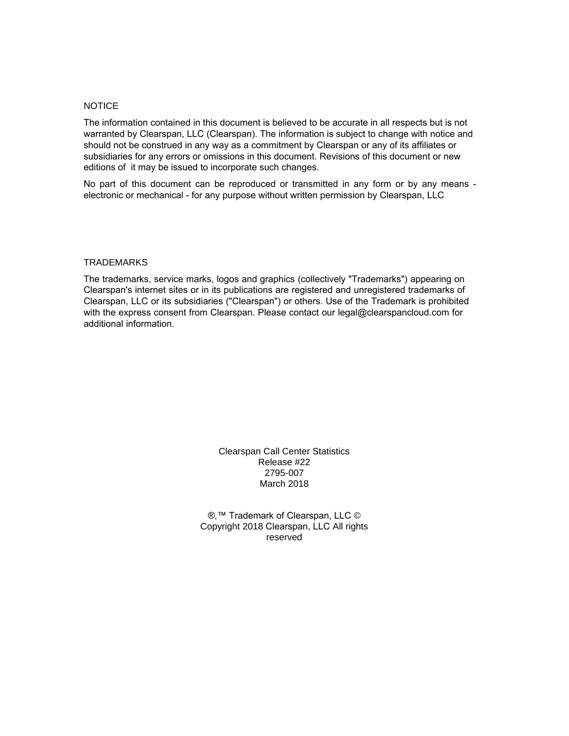NOTICE

The information contained in this document is believed to be accurate in all respects but is not warranted by Clearspan, LLC (Clearspan). The information is subject to change with notice and should not be construed in any way as a commitment by Clearspan or any of its affiliates or subsidiaries for any errors or omissions in this document. Revisions of this document or new editions of it may be issued to incorporate such changes.

No part of this document can be reproduced or transmitted in any form or by any means - electronic or mechanical - for any purpose without written permission by Clearspan, LLC

TRADEMARKS

The trademarks, service marks, logos and graphics (collectively "Trademarks") appearing on Clearspan's internet sites or in its publications are registered and unregistered trademarks of Clearspan, LLC or its subsidiaries ("Clearspan") or others. Use of the Trademark is prohibited with the express consent from Clearspan. Please contact our legal@clearspancloud.com for additional information.

Clearspan Call Center Statistics
Release #22
2795-007
March 2018

®,™ Trademark of Clearspan, LLC ©
Copyright 2018 Clearspan, LLC All rights reserved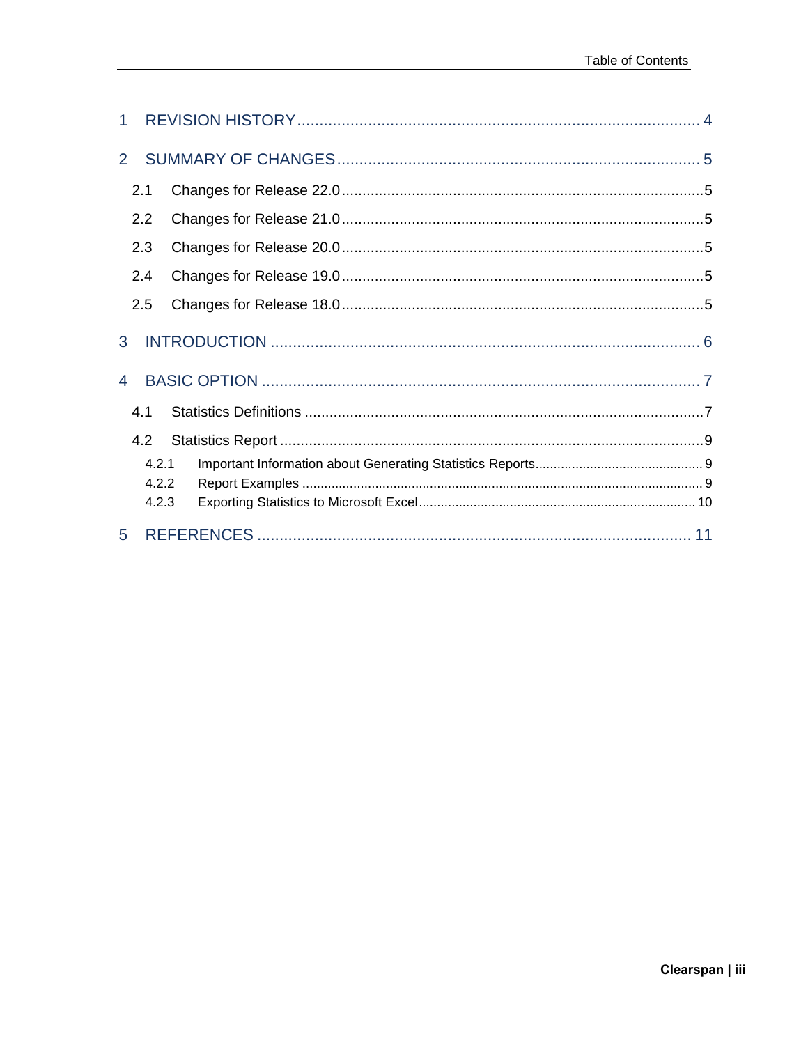# Table of Contents

1 REVISION HISTORY ........................................................................................ 4

2 SUMMARY OF CHANGES ................................................................................ 5

- 2.1 Changes for Release 22.0 ......................................................................... 5
- 2.2 Changes for Release 21.0 ......................................................................... 5
- 2.3 Changes for Release 20.0 ......................................................................... 5
- 2.4 Changes for Release 19.0 ......................................................................... 5
- 2.5 Changes for Release 18.0 ......................................................................... 5

3 INTRODUCTION ............................................................................................... 6

4 BASIC OPTION ................................................................................................. 7

- 4.1 Statistics Definitions ................................................................................. 7
- 4.2 Statistics Report ........................................................................................ 9
  - 4.2.1 Important Information about Generating Statistics Reports ............................. 9
  - 4.2.2 Report Examples ............................................................................................ 9
  - 4.2.3 Exporting Statistics to Microsoft Excel ........................................................... 10

5 REFERENCES ................................................................................................ 11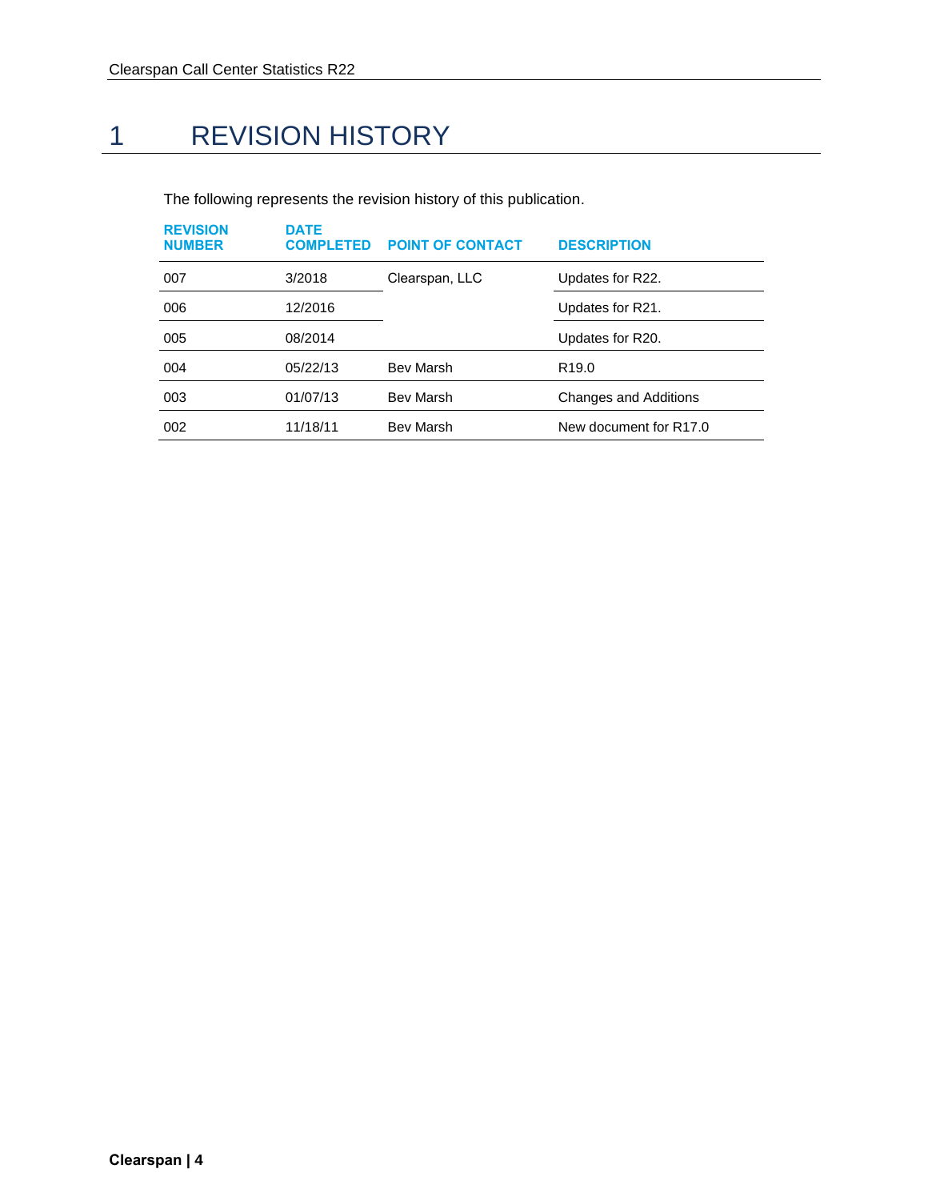# 1 REVISION HISTORY

The following represents the revision history of this publication.

| REVISION NUMBER | DATE COMPLETED | POINT OF CONTACT | DESCRIPTION |
| --- | --- | --- | --- |
| 007 | 3/2018 | Clearspan, LLC | Updates for R22. |
| 006 | 12/2016 | | Updates for R21. |
| 005 | 08/2014 | | Updates for R20. |
| 004 | 05/22/13 | Bev Marsh | R19.0 |
| 003 | 01/07/13 | Bev Marsh | Changes and Additions |
| 002 | 11/18/11 | Bev Marsh | New document for R17.0 |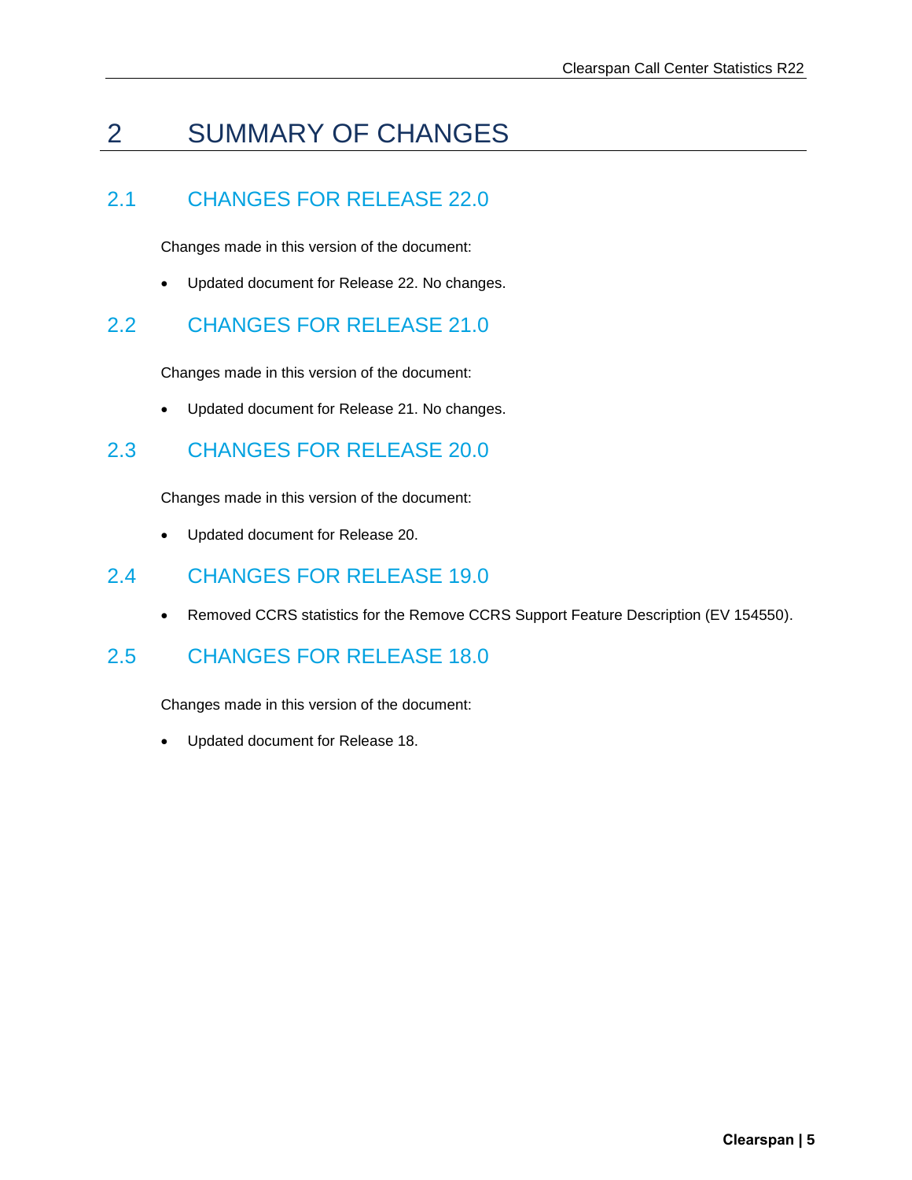# 2 SUMMARY OF CHANGES

## 2.1 CHANGES FOR RELEASE 22.0

Changes made in this version of the document:

- Updated document for Release 22. No changes.

## 2.2 CHANGES FOR RELEASE 21.0

Changes made in this version of the document:

- Updated document for Release 21. No changes.

## 2.3 CHANGES FOR RELEASE 20.0

Changes made in this version of the document:

- Updated document for Release 20.

## 2.4 CHANGES FOR RELEASE 19.0

- Removed CCRS statistics for the Remove CCRS Support Feature Description (EV 154550).

## 2.5 CHANGES FOR RELEASE 18.0

Changes made in this version of the document:

- Updated document for Release 18.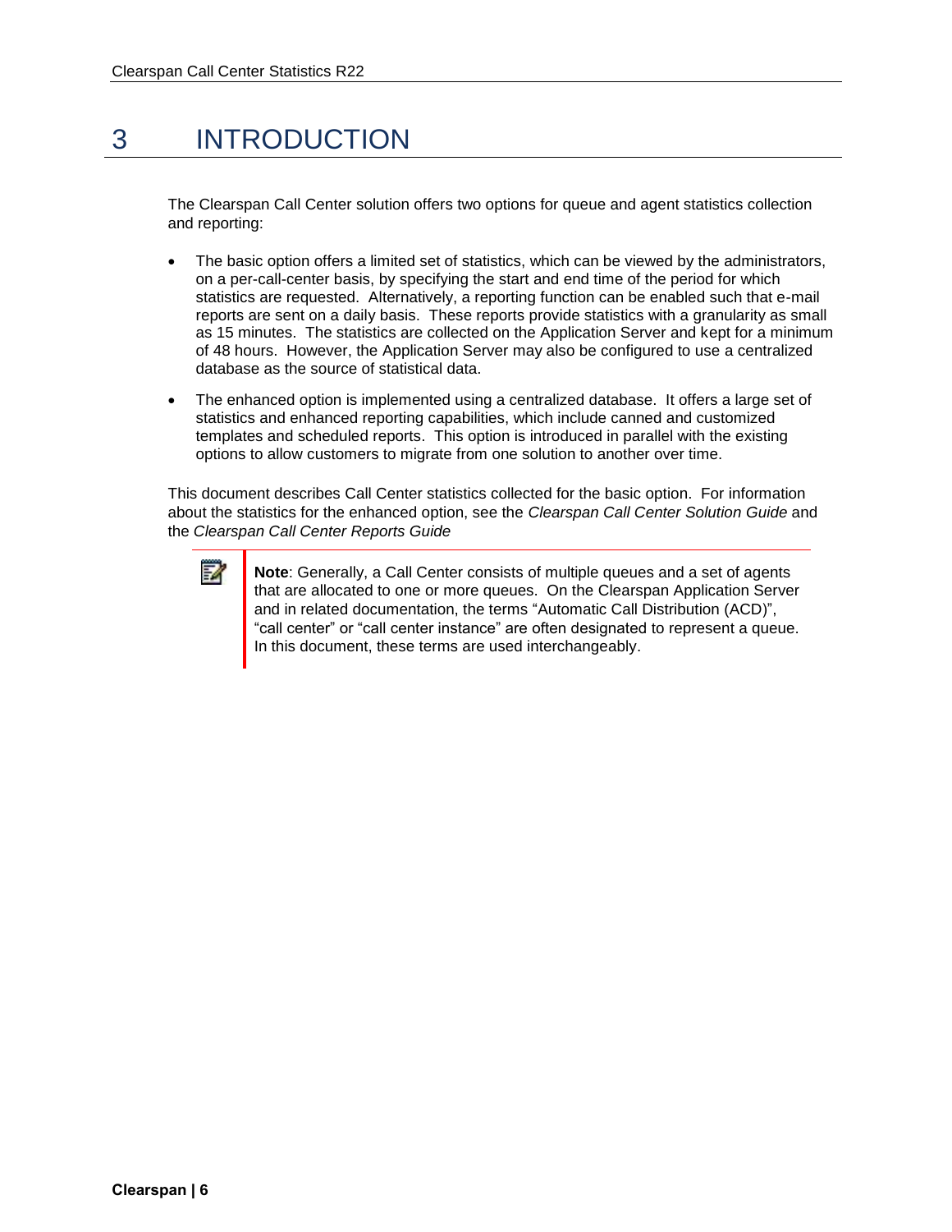# 3 INTRODUCTION

The Clearspan Call Center solution offers two options for queue and agent statistics collection and reporting:

- The basic option offers a limited set of statistics, which can be viewed by the administrators, on a per-call-center basis, by specifying the start and end time of the period for which statistics are requested. Alternatively, a reporting function can be enabled such that e-mail reports are sent on a daily basis. These reports provide statistics with a granularity as small as 15 minutes. The statistics are collected on the Application Server and kept for a minimum of 48 hours. However, the Application Server may also be configured to use a centralized database as the source of statistical data.
- The enhanced option is implemented using a centralized database. It offers a large set of statistics and enhanced reporting capabilities, which include canned and customized templates and scheduled reports. This option is introduced in parallel with the existing options to allow customers to migrate from one solution to another over time.

This document describes Call Center statistics collected for the basic option. For information about the statistics for the enhanced option, see the *Clearspan Call Center Solution Guide* and the *Clearspan Call Center Reports Guide*

> **Note**: Generally, a Call Center consists of multiple queues and a set of agents that are allocated to one or more queues. On the Clearspan Application Server and in related documentation, the terms "Automatic Call Distribution (ACD)", "call center" or "call center instance" are often designated to represent a queue. In this document, these terms are used interchangeably.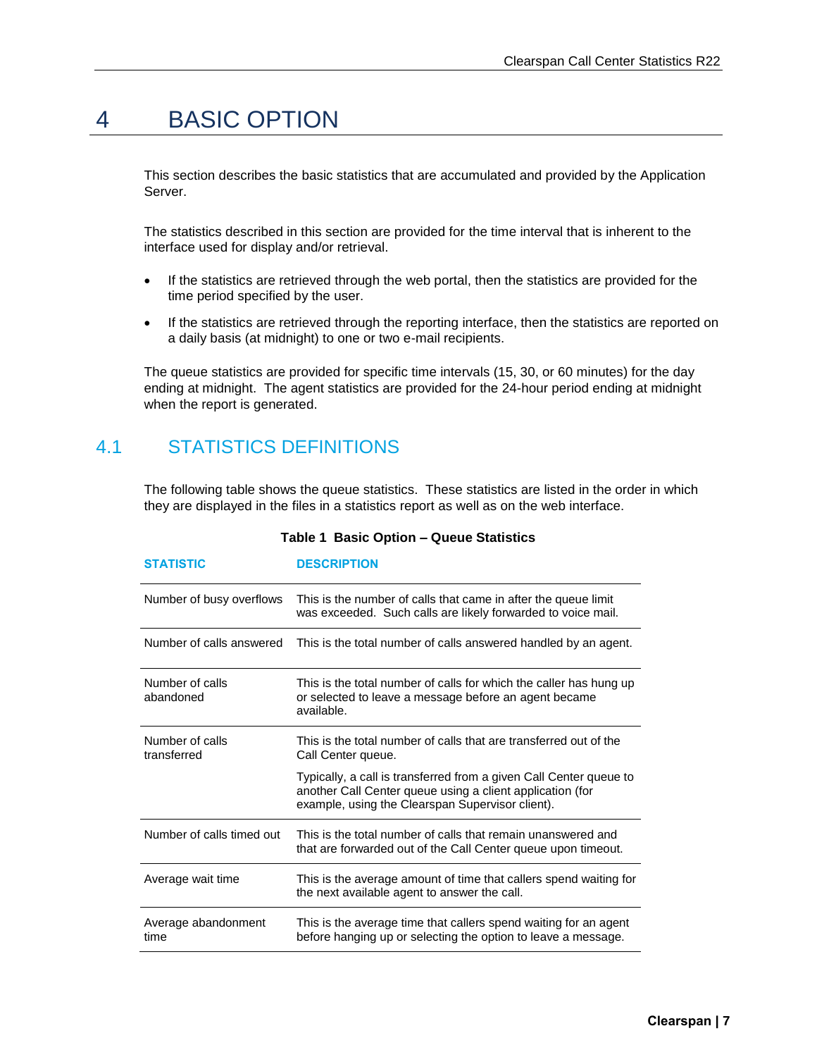# 4 BASIC OPTION

This section describes the basic statistics that are accumulated and provided by the Application Server.

The statistics described in this section are provided for the time interval that is inherent to the interface used for display and/or retrieval.

- If the statistics are retrieved through the web portal, then the statistics are provided for the time period specified by the user.
- If the statistics are retrieved through the reporting interface, then the statistics are reported on a daily basis (at midnight) to one or two e-mail recipients.

The queue statistics are provided for specific time intervals (15, 30, or 60 minutes) for the day ending at midnight. The agent statistics are provided for the 24-hour period ending at midnight when the report is generated.

## 4.1 STATISTICS DEFINITIONS

The following table shows the queue statistics. These statistics are listed in the order in which they are displayed in the files in a statistics report as well as on the web interface.

**Table 1 Basic Option – Queue Statistics**

| STATISTIC | DESCRIPTION |
|---|---|
| Number of busy overflows | This is the number of calls that came in after the queue limit was exceeded. Such calls are likely forwarded to voice mail. |
| Number of calls answered | This is the total number of calls answered handled by an agent. |
| Number of calls abandoned | This is the total number of calls for which the caller has hung up or selected to leave a message before an agent became available. |
| Number of calls transferred | This is the total number of calls that are transferred out of the Call Center queue.<br><br>Typically, a call is transferred from a given Call Center queue to another Call Center queue using a client application (for example, using the Clearspan Supervisor client). |
| Number of calls timed out | This is the total number of calls that remain unanswered and that are forwarded out of the Call Center queue upon timeout. |
| Average wait time | This is the average amount of time that callers spend waiting for the next available agent to answer the call. |
| Average abandonment time | This is the average time that callers spend waiting for an agent before hanging up or selecting the option to leave a message. |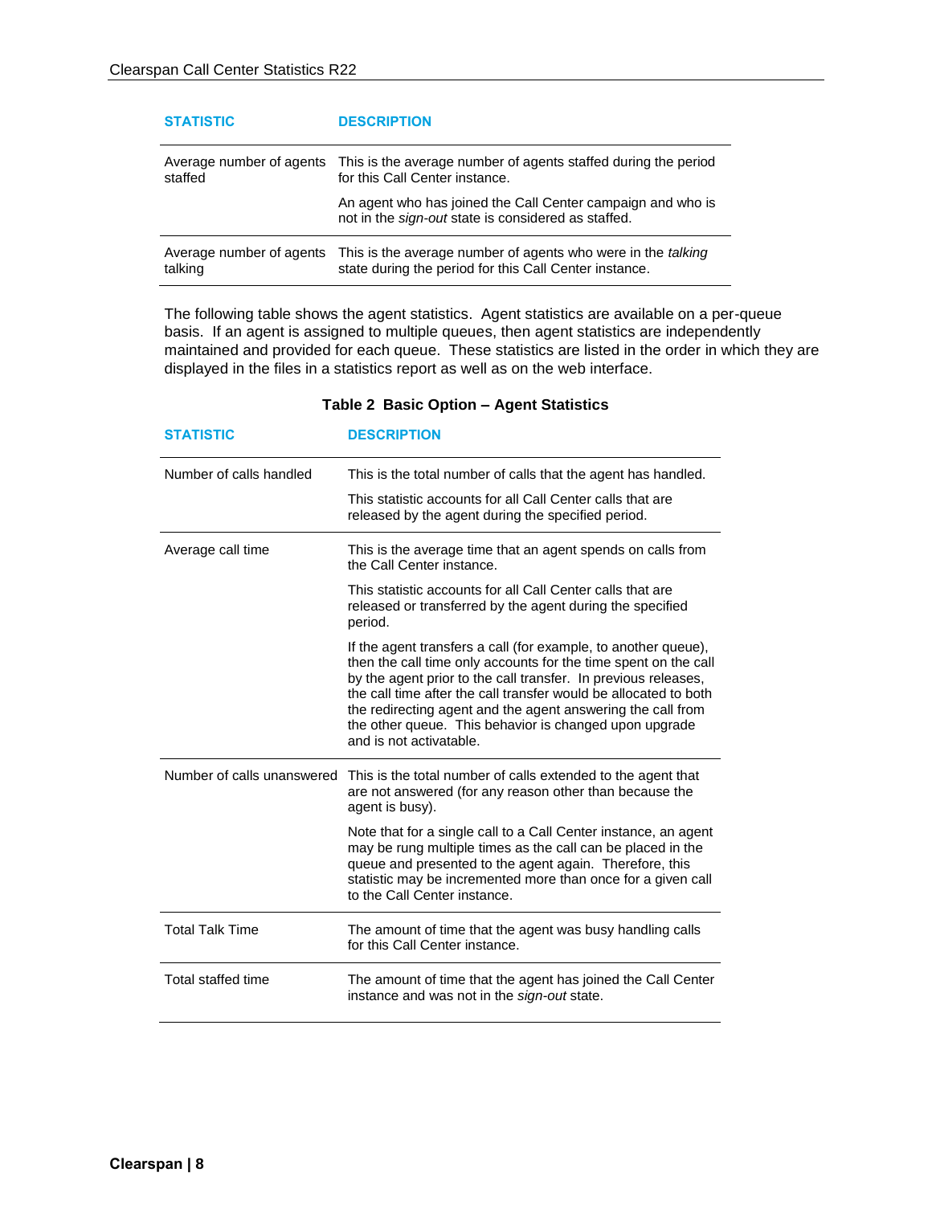| STATISTIC | DESCRIPTION |
| --- | --- |
| Average number of agents staffed | This is the average number of agents staffed during the period for this Call Center instance.<br><br>An agent who has joined the Call Center campaign and who is not in the *sign-out* state is considered as staffed. |
| Average number of agents talking | This is the average number of agents who were in the *talking* state during the period for this Call Center instance. |

The following table shows the agent statistics. Agent statistics are available on a per-queue basis. If an agent is assigned to multiple queues, then agent statistics are independently maintained and provided for each queue. These statistics are listed in the order in which they are displayed in the files in a statistics report as well as on the web interface.

**Table 2 Basic Option – Agent Statistics**

| STATISTIC | DESCRIPTION |
| --- | --- |
| Number of calls handled | This is the total number of calls that the agent has handled.<br><br>This statistic accounts for all Call Center calls that are released by the agent during the specified period. |
| Average call time | This is the average time that an agent spends on calls from the Call Center instance.<br><br>This statistic accounts for all Call Center calls that are released or transferred by the agent during the specified period.<br><br>If the agent transfers a call (for example, to another queue), then the call time only accounts for the time spent on the call by the agent prior to the call transfer. In previous releases, the call time after the call transfer would be allocated to both the redirecting agent and the agent answering the call from the other queue. This behavior is changed upon upgrade and is not activatable. |
| Number of calls unanswered | This is the total number of calls extended to the agent that are not answered (for any reason other than because the agent is busy).<br><br>Note that for a single call to a Call Center instance, an agent may be rung multiple times as the call can be placed in the queue and presented to the agent again. Therefore, this statistic may be incremented more than once for a given call to the Call Center instance. |
| Total Talk Time | The amount of time that the agent was busy handling calls for this Call Center instance. |
| Total staffed time | The amount of time that the agent has joined the Call Center instance and was not in the *sign-out* state. |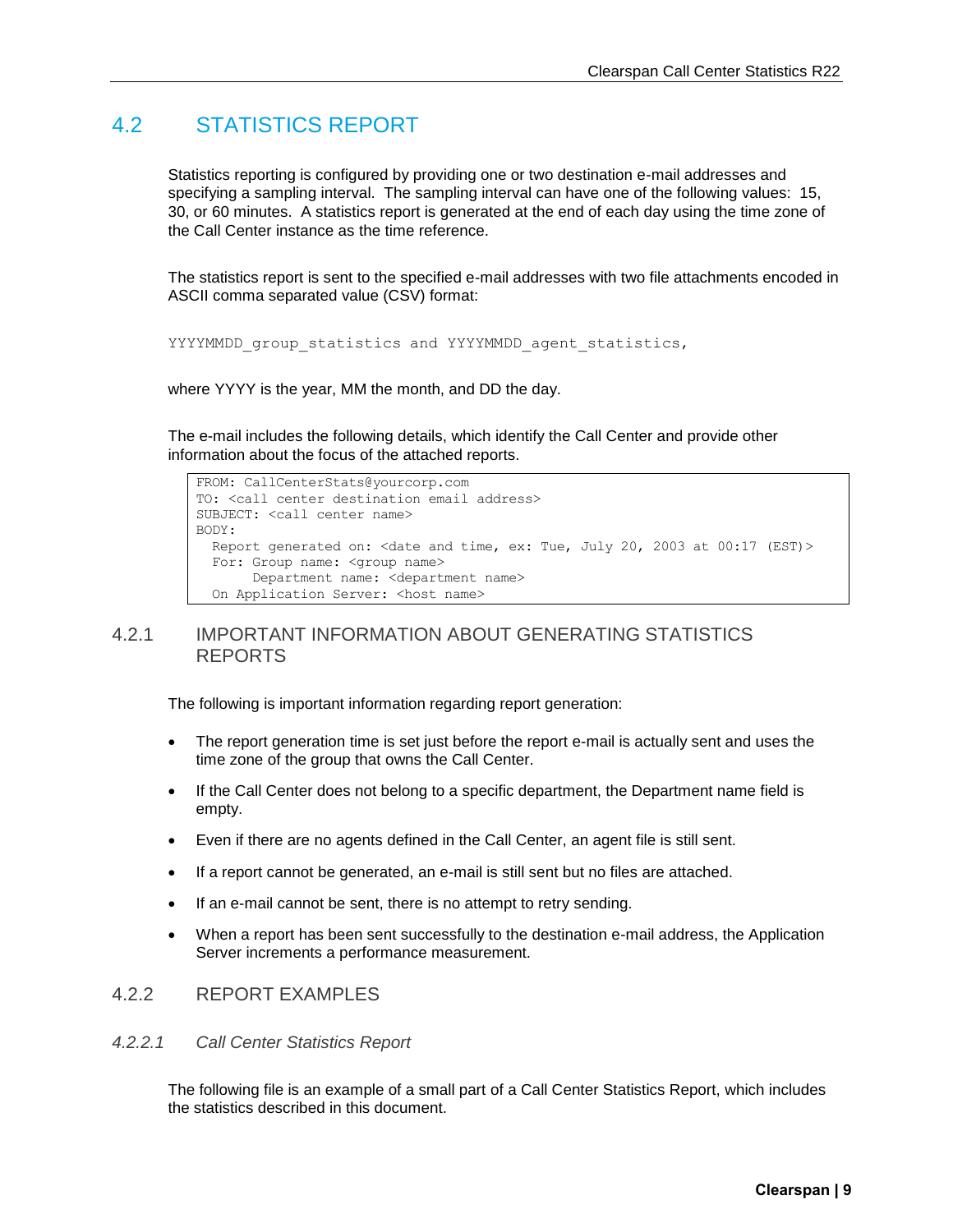## 4.2 STATISTICS REPORT

Statistics reporting is configured by providing one or two destination e-mail addresses and specifying a sampling interval. The sampling interval can have one of the following values: 15, 30, or 60 minutes. A statistics report is generated at the end of each day using the time zone of the Call Center instance as the time reference.

The statistics report is sent to the specified e-mail addresses with two file attachments encoded in ASCII comma separated value (CSV) format:

`YYYYMMDD_group_statistics and YYYYMMDD_agent_statistics,`

where YYYY is the year, MM the month, and DD the day.

The e-mail includes the following details, which identify the Call Center and provide other information about the focus of the attached reports.

```
FROM: CallCenterStats@yourcorp.com
TO: <call center destination email address>
SUBJECT: <call center name>
BODY:
  Report generated on: <date and time, ex: Tue, July 20, 2003 at 00:17 (EST)>
  For: Group name: <group name>
       Department name: <department name>
  On Application Server: <host name>
```

### 4.2.1 IMPORTANT INFORMATION ABOUT GENERATING STATISTICS REPORTS

The following is important information regarding report generation:

- The report generation time is set just before the report e-mail is actually sent and uses the time zone of the group that owns the Call Center.
- If the Call Center does not belong to a specific department, the Department name field is empty.
- Even if there are no agents defined in the Call Center, an agent file is still sent.
- If a report cannot be generated, an e-mail is still sent but no files are attached.
- If an e-mail cannot be sent, there is no attempt to retry sending.
- When a report has been sent successfully to the destination e-mail address, the Application Server increments a performance measurement.

### 4.2.2 REPORT EXAMPLES

#### *4.2.2.1 Call Center Statistics Report*

The following file is an example of a small part of a Call Center Statistics Report, which includes the statistics described in this document.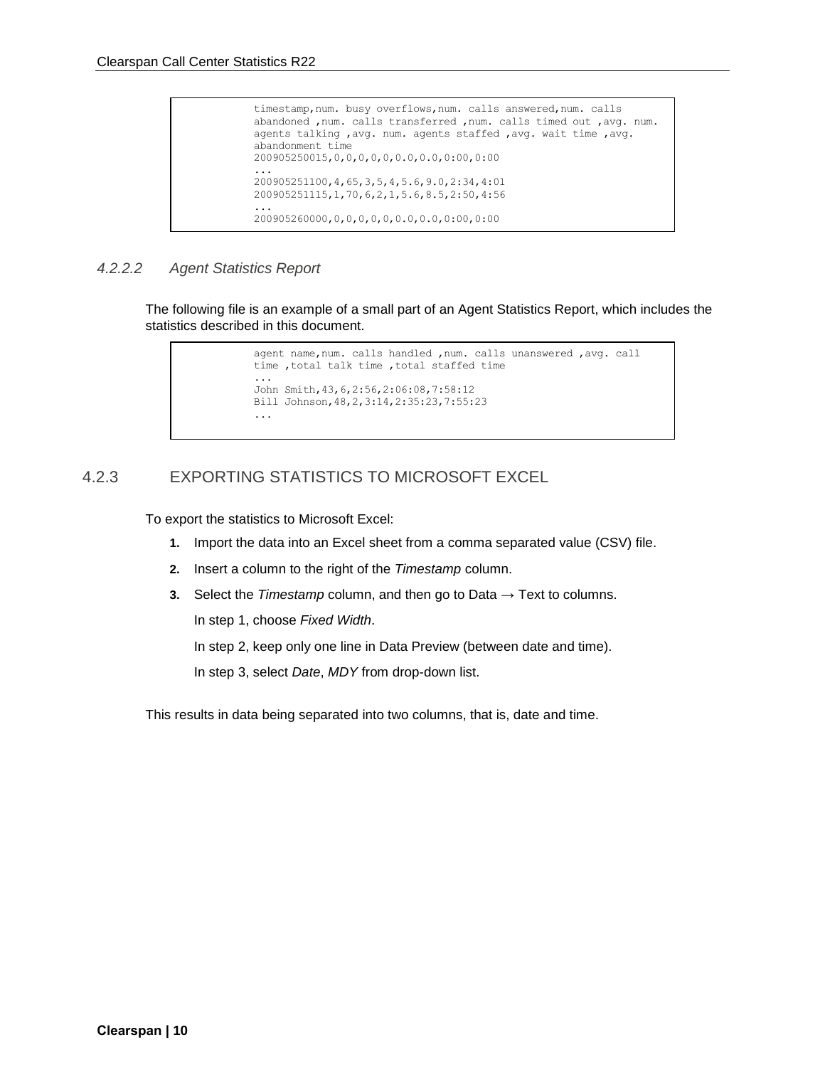```
timestamp,num. busy overflows,num. calls answered,num. calls
abandoned ,num. calls transferred ,num. calls timed out ,avg. num.
agents talking ,avg. num. agents staffed ,avg. wait time ,avg.
abandonment time
200905250015,0,0,0,0,0,0.0,0.0,0:00,0:00
...
200905251100,4,65,3,5,4,5.6,9.0,2:34,4:01
200905251115,1,70,6,2,1,5.6,8.5,2:50,4:56
...
200905260000,0,0,0,0,0,0.0,0.0,0:00,0:00
```

#### *4.2.2.2 Agent Statistics Report*

The following file is an example of a small part of an Agent Statistics Report, which includes the statistics described in this document.

```
agent name,num. calls handled ,num. calls unanswered ,avg. call
time ,total talk time ,total staffed time
...
John Smith,43,6,2:56,2:06:08,7:58:12
Bill Johnson,48,2,3:14,2:35:23,7:55:23
...
```

### 4.2.3 EXPORTING STATISTICS TO MICROSOFT EXCEL

To export the statistics to Microsoft Excel:

1. Import the data into an Excel sheet from a comma separated value (CSV) file.
2. Insert a column to the right of the *Timestamp* column.
3. Select the *Timestamp* column, and then go to Data → Text to columns.

   In step 1, choose *Fixed Width*.

   In step 2, keep only one line in Data Preview (between date and time).

   In step 3, select *Date*, *MDY* from drop-down list.

This results in data being separated into two columns, that is, date and time.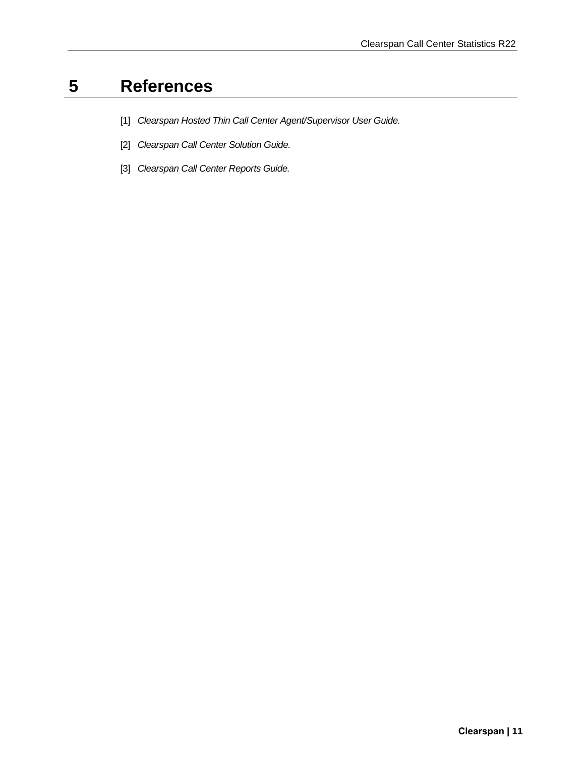# 5 References

[1] *Clearspan Hosted Thin Call Center Agent/Supervisor User Guide.*

[2] *Clearspan Call Center Solution Guide.*

[3] *Clearspan Call Center Reports Guide.*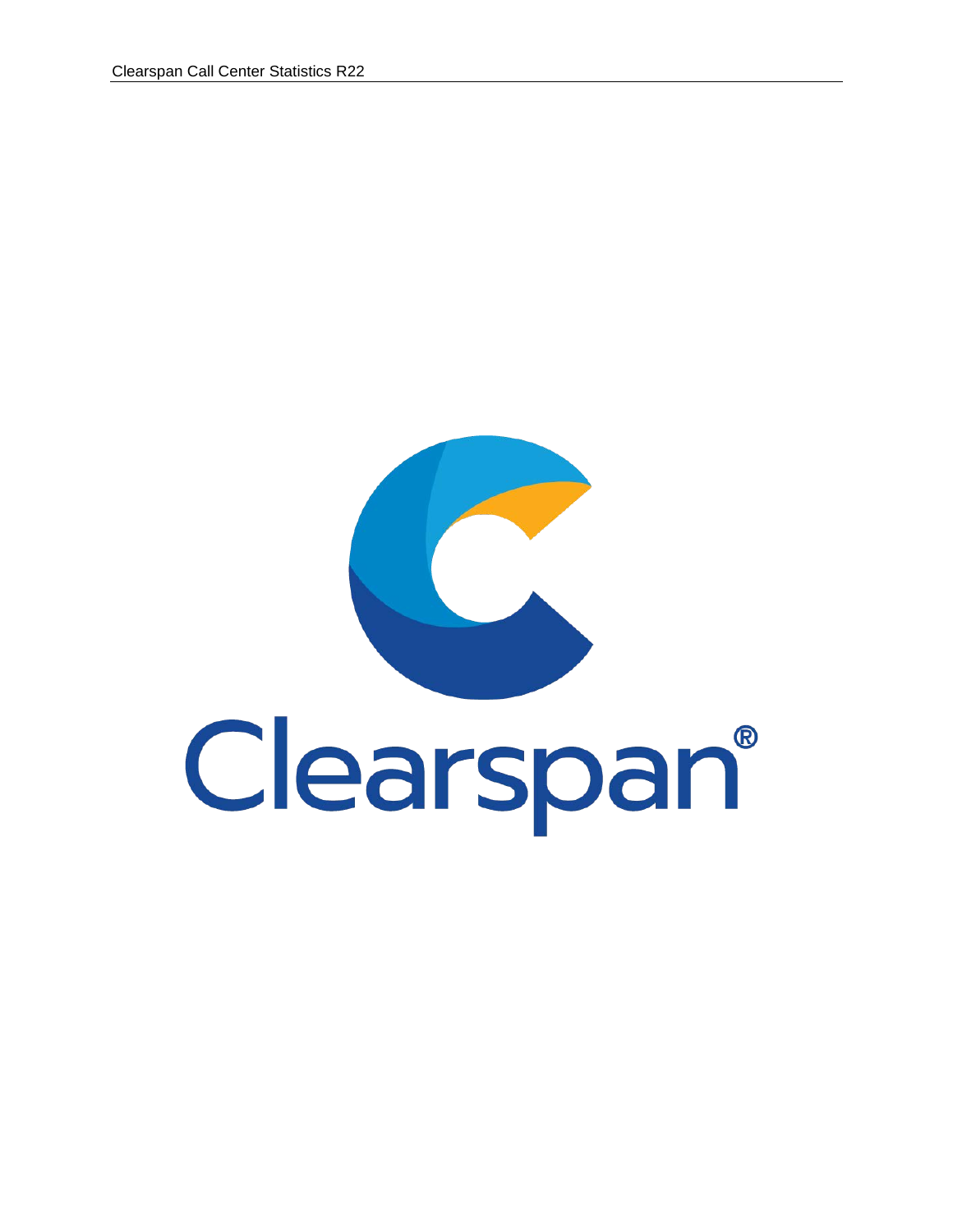Clearspan®